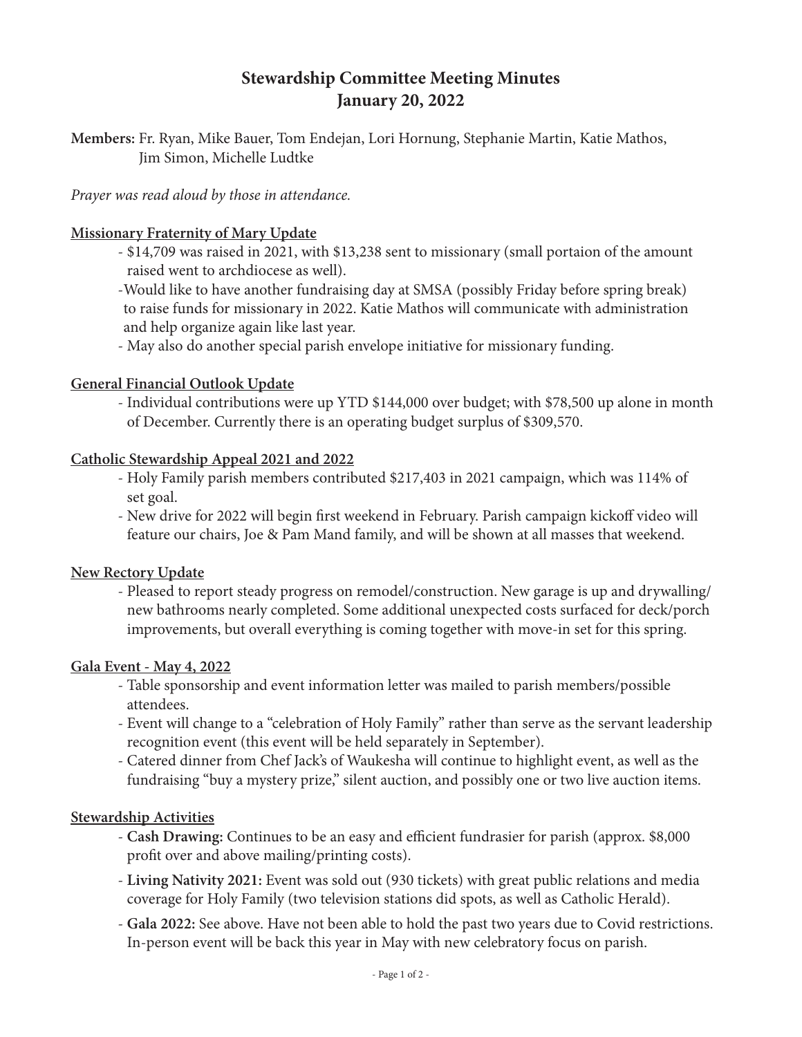# Stewardship Committee Meeting Minutes
## January 20, 2022

**Members:** Fr. Ryan, Mike Bauer, Tom Endejan, Lori Hornung, Stephanie Martin, Katie Mathos, Jim Simon, Michelle Ludtke

*Prayer was read aloud by those in attendance.*

### Missionary Fraternity of Mary Update

- $14,709 was raised in 2021, with $13,238 sent to missionary (small portaion of the amount raised went to archdiocese as well).
- Would like to have another fundraising day at SMSA (possibly Friday before spring break) to raise funds for missionary in 2022. Katie Mathos will communicate with administration and help organize again like last year.
- May also do another special parish envelope initiative for missionary funding.

### General Financial Outlook Update

- Individual contributions were up YTD $144,000 over budget; with $78,500 up alone in month of December. Currently there is an operating budget surplus of $309,570.

### Catholic Stewardship Appeal 2021 and 2022

- Holy Family parish members contributed $217,403 in 2021 campaign, which was 114% of set goal.
- New drive for 2022 will begin first weekend in February. Parish campaign kickoff video will feature our chairs, Joe & Pam Mand family, and will be shown at all masses that weekend.

### New Rectory Update

- Pleased to report steady progress on remodel/construction. New garage is up and drywalling/new bathrooms nearly completed. Some additional unexpected costs surfaced for deck/porch improvements, but overall everything is coming together with move-in set for this spring.

### Gala Event - May 4, 2022

- Table sponsorship and event information letter was mailed to parish members/possible attendees.
- Event will change to a "celebration of Holy Family" rather than serve as the servant leadership recognition event (this event will be held separately in September).
- Catered dinner from Chef Jack's of Waukesha will continue to highlight event, as well as the fundraising "buy a mystery prize," silent auction, and possibly one or two live auction items.

### Stewardship Activities

- **Cash Drawing:** Continues to be an easy and efficient fundrasier for parish (approx. $8,000 profit over and above mailing/printing costs).
- **Living Nativity 2021:** Event was sold out (930 tickets) with great public relations and media coverage for Holy Family (two television stations did spots, as well as Catholic Herald).
- **Gala 2022:** See above. Have not been able to hold the past two years due to Covid restrictions. In-person event will be back this year in May with new celebratory focus on parish.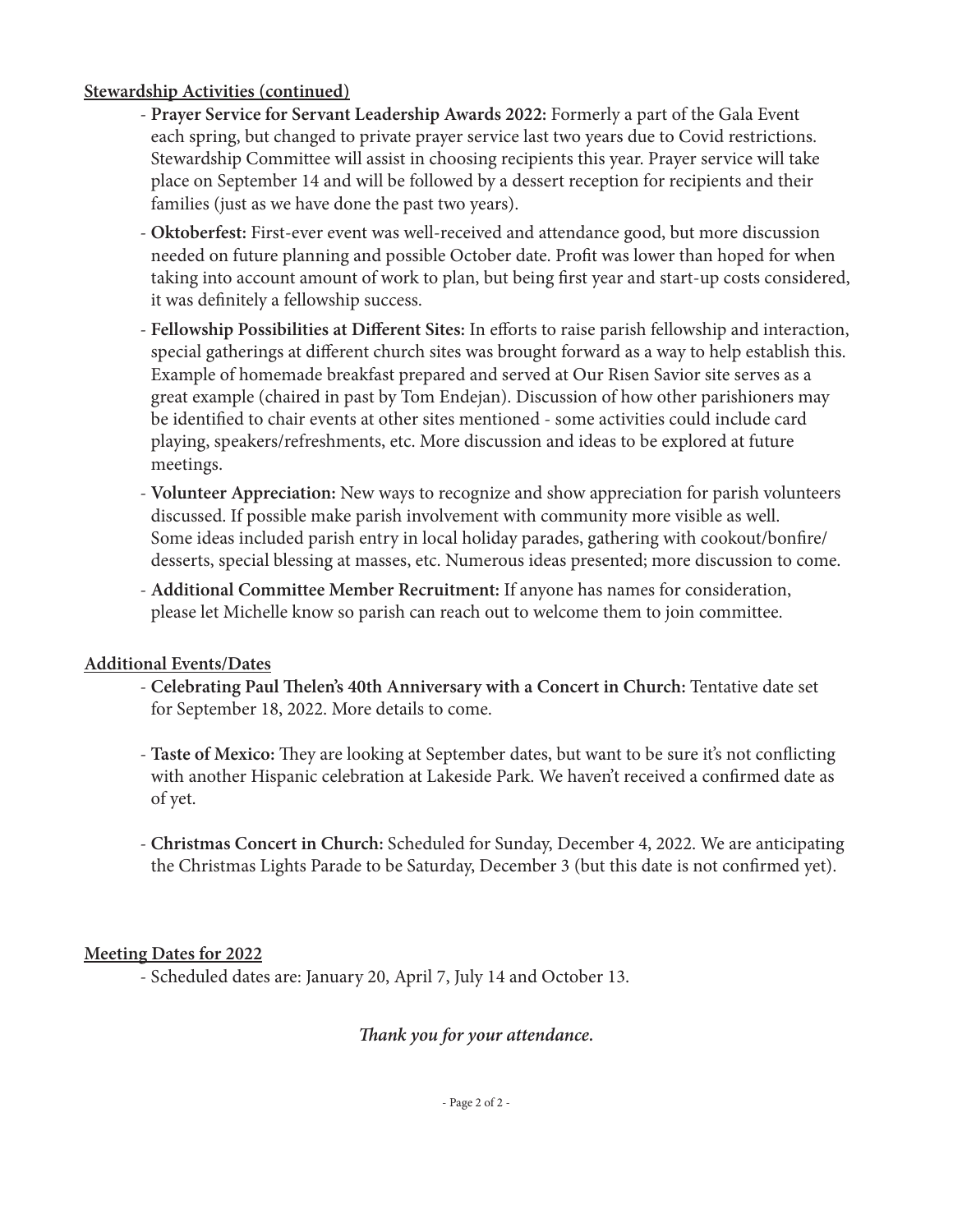**Stewardship Activities (continued)**

- **Prayer Service for Servant Leadership Awards 2022:** Formerly a part of the Gala Event each spring, but changed to private prayer service last two years due to Covid restrictions. Stewardship Committee will assist in choosing recipients this year. Prayer service will take place on September 14 and will be followed by a dessert reception for recipients and their families (just as we have done the past two years).
- **Oktoberfest:** First-ever event was well-received and attendance good, but more discussion needed on future planning and possible October date. Profit was lower than hoped for when taking into account amount of work to plan, but being first year and start-up costs considered, it was definitely a fellowship success.
- **Fellowship Possibilities at Different Sites:** In efforts to raise parish fellowship and interaction, special gatherings at different church sites was brought forward as a way to help establish this. Example of homemade breakfast prepared and served at Our Risen Savior site serves as a great example (chaired in past by Tom Endejan). Discussion of how other parishioners may be identified to chair events at other sites mentioned - some activities could include card playing, speakers/refreshments, etc. More discussion and ideas to be explored at future meetings.
- **Volunteer Appreciation:** New ways to recognize and show appreciation for parish volunteers discussed. If possible make parish involvement with community more visible as well. Some ideas included parish entry in local holiday parades, gathering with cookout/bonfire/desserts, special blessing at masses, etc. Numerous ideas presented; more discussion to come.
- **Additional Committee Member Recruitment:** If anyone has names for consideration, please let Michelle know so parish can reach out to welcome them to join committee.

**Additional Events/Dates**

- **Celebrating Paul Thelen's 40th Anniversary with a Concert in Church:** Tentative date set for September 18, 2022. More details to come.
- **Taste of Mexico:** They are looking at September dates, but want to be sure it's not conflicting with another Hispanic celebration at Lakeside Park. We haven't received a confirmed date as of yet.
- **Christmas Concert in Church:** Scheduled for Sunday, December 4, 2022. We are anticipating the Christmas Lights Parade to be Saturday, December 3 (but this date is not confirmed yet).

**Meeting Dates for 2022**

- Scheduled dates are: January 20, April 7, July 14 and October 13.

***Thank you for your attendance.***